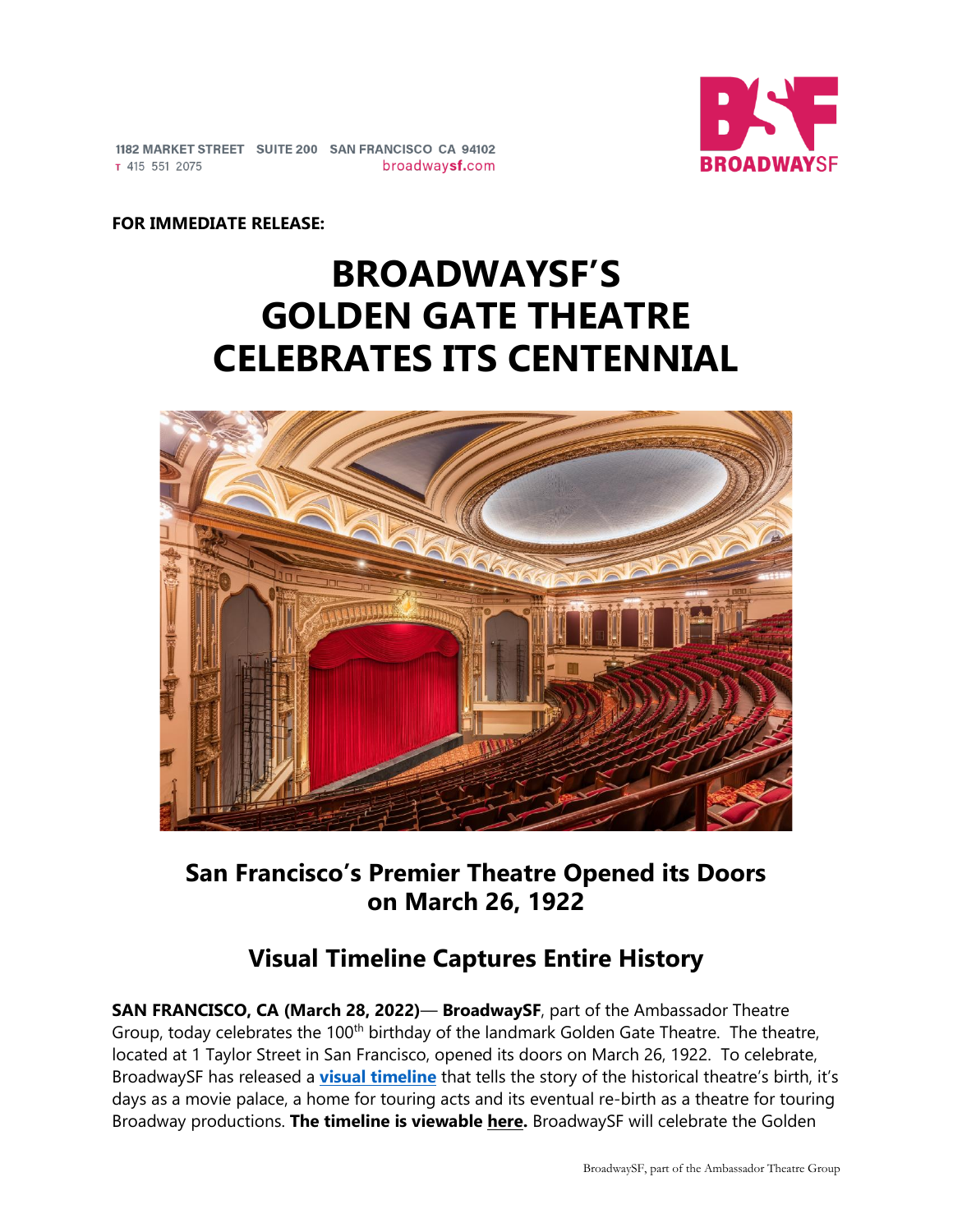1182 MARKET STREET SUITE 200 SAN FRANCISCO CA 94102
T 415 551 2075 broadwaysf.com

BROADWAYSF

**FOR IMMEDIATE RELEASE:**

# BROADWAYSF'S GOLDEN GATE THEATRE CELEBRATES ITS CENTENNIAL

## San Francisco's Premier Theatre Opened its Doors on March 26, 1922

## Visual Timeline Captures Entire History

**SAN FRANCISCO, CA (March 28, 2022)**— **BroadwaySF**, part of the Ambassador Theatre Group, today celebrates the 100th birthday of the landmark Golden Gate Theatre. The theatre, located at 1 Taylor Street in San Francisco, opened its doors on March 26, 1922. To celebrate, BroadwaySF has released a **visual timeline** that tells the story of the historical theatre's birth, it's days as a movie palace, a home for touring acts and its eventual re-birth as a theatre for touring Broadway productions. **The timeline is viewable here.** BroadwaySF will celebrate the Golden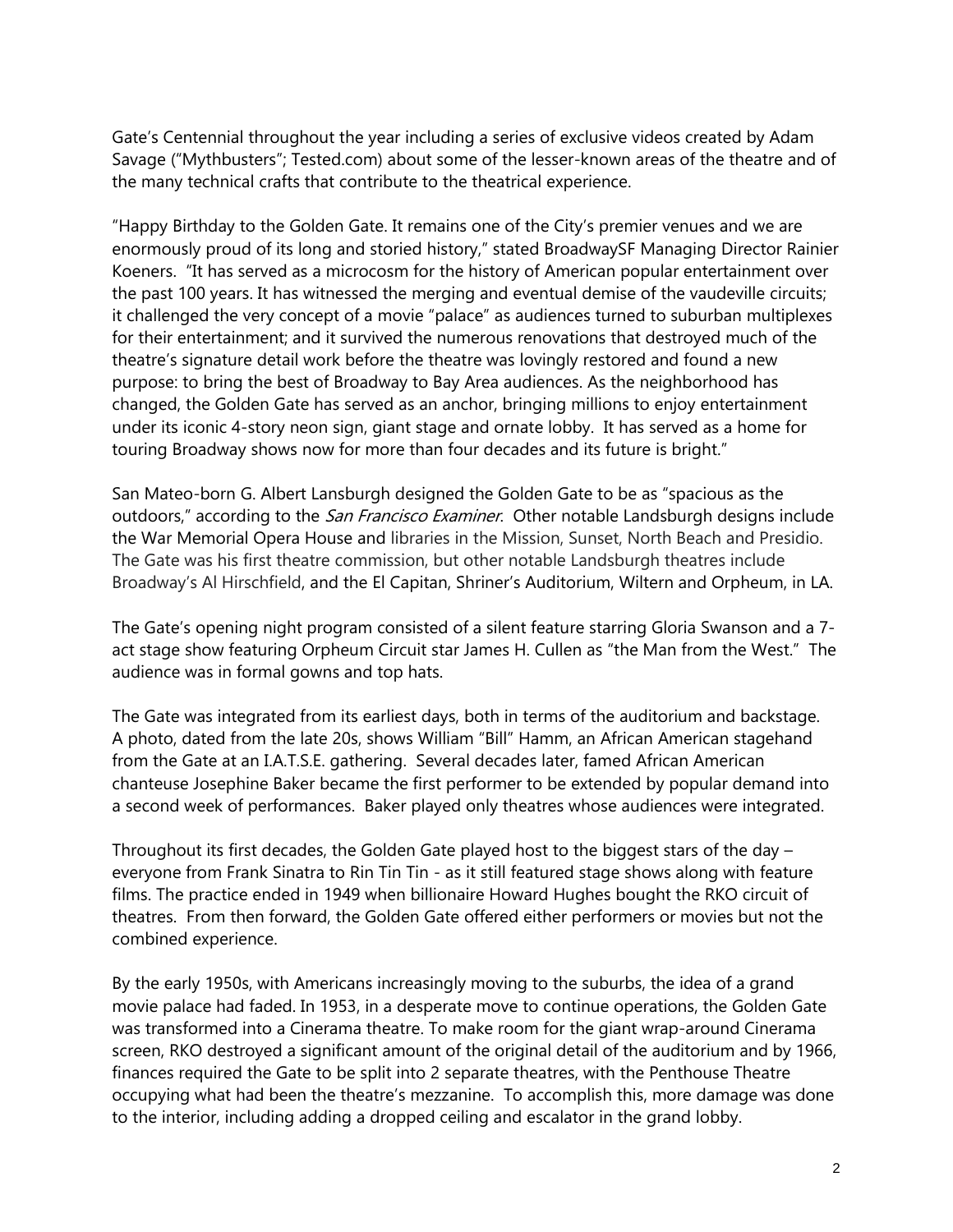Gate's Centennial throughout the year including a series of exclusive videos created by Adam Savage ("Mythbusters"; Tested.com) about some of the lesser-known areas of the theatre and of the many technical crafts that contribute to the theatrical experience.

"Happy Birthday to the Golden Gate. It remains one of the City's premier venues and we are enormously proud of its long and storied history," stated BroadwaySF Managing Director Rainier Koeners. "It has served as a microcosm for the history of American popular entertainment over the past 100 years. It has witnessed the merging and eventual demise of the vaudeville circuits; it challenged the very concept of a movie "palace" as audiences turned to suburban multiplexes for their entertainment; and it survived the numerous renovations that destroyed much of the theatre's signature detail work before the theatre was lovingly restored and found a new purpose: to bring the best of Broadway to Bay Area audiences. As the neighborhood has changed, the Golden Gate has served as an anchor, bringing millions to enjoy entertainment under its iconic 4-story neon sign, giant stage and ornate lobby. It has served as a home for touring Broadway shows now for more than four decades and its future is bright."

San Mateo-born G. Albert Lansburgh designed the Golden Gate to be as "spacious as the outdoors," according to the *San Francisco Examiner*. Other notable Landsburgh designs include the War Memorial Opera House and libraries in the Mission, Sunset, North Beach and Presidio. The Gate was his first theatre commission, but other notable Landsburgh theatres include Broadway's Al Hirschfield, and the El Capitan, Shriner's Auditorium, Wiltern and Orpheum, in LA.

The Gate's opening night program consisted of a silent feature starring Gloria Swanson and a 7-act stage show featuring Orpheum Circuit star James H. Cullen as "the Man from the West." The audience was in formal gowns and top hats.

The Gate was integrated from its earliest days, both in terms of the auditorium and backstage. A photo, dated from the late 20s, shows William "Bill" Hamm, an African American stagehand from the Gate at an I.A.T.S.E. gathering. Several decades later, famed African American chanteuse Josephine Baker became the first performer to be extended by popular demand into a second week of performances. Baker played only theatres whose audiences were integrated.

Throughout its first decades, the Golden Gate played host to the biggest stars of the day – everyone from Frank Sinatra to Rin Tin Tin - as it still featured stage shows along with feature films. The practice ended in 1949 when billionaire Howard Hughes bought the RKO circuit of theatres. From then forward, the Golden Gate offered either performers or movies but not the combined experience.

By the early 1950s, with Americans increasingly moving to the suburbs, the idea of a grand movie palace had faded. In 1953, in a desperate move to continue operations, the Golden Gate was transformed into a Cinerama theatre. To make room for the giant wrap-around Cinerama screen, RKO destroyed a significant amount of the original detail of the auditorium and by 1966, finances required the Gate to be split into 2 separate theatres, with the Penthouse Theatre occupying what had been the theatre's mezzanine. To accomplish this, more damage was done to the interior, including adding a dropped ceiling and escalator in the grand lobby.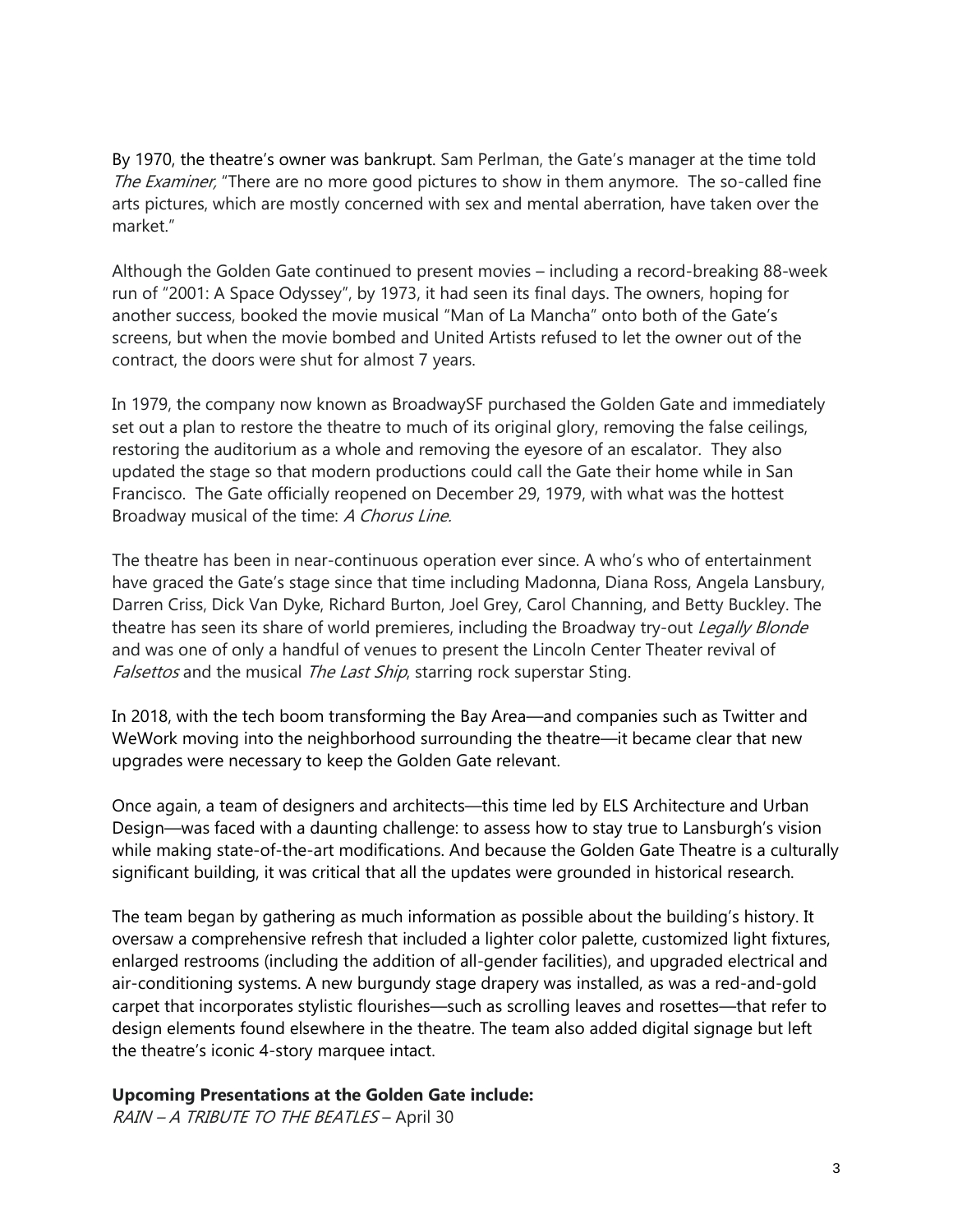By 1970, the theatre's owner was bankrupt. Sam Perlman, the Gate's manager at the time told *The Examiner,* "There are no more good pictures to show in them anymore. The so-called fine arts pictures, which are mostly concerned with sex and mental aberration, have taken over the market."

Although the Golden Gate continued to present movies – including a record-breaking 88-week run of "2001: A Space Odyssey", by 1973, it had seen its final days. The owners, hoping for another success, booked the movie musical "Man of La Mancha" onto both of the Gate's screens, but when the movie bombed and United Artists refused to let the owner out of the contract, the doors were shut for almost 7 years.

In 1979, the company now known as BroadwaySF purchased the Golden Gate and immediately set out a plan to restore the theatre to much of its original glory, removing the false ceilings, restoring the auditorium as a whole and removing the eyesore of an escalator. They also updated the stage so that modern productions could call the Gate their home while in San Francisco. The Gate officially reopened on December 29, 1979, with what was the hottest Broadway musical of the time: *A Chorus Line.*

The theatre has been in near-continuous operation ever since. A who's who of entertainment have graced the Gate's stage since that time including Madonna, Diana Ross, Angela Lansbury, Darren Criss, Dick Van Dyke, Richard Burton, Joel Grey, Carol Channing, and Betty Buckley. The theatre has seen its share of world premieres, including the Broadway try-out *Legally Blonde* and was one of only a handful of venues to present the Lincoln Center Theater revival of *Falsettos* and the musical *The Last Ship*, starring rock superstar Sting.

In 2018, with the tech boom transforming the Bay Area—and companies such as Twitter and WeWork moving into the neighborhood surrounding the theatre—it became clear that new upgrades were necessary to keep the Golden Gate relevant.

Once again, a team of designers and architects—this time led by ELS Architecture and Urban Design—was faced with a daunting challenge: to assess how to stay true to Lansburgh's vision while making state-of-the-art modifications. And because the Golden Gate Theatre is a culturally significant building, it was critical that all the updates were grounded in historical research.

The team began by gathering as much information as possible about the building's history. It oversaw a comprehensive refresh that included a lighter color palette, customized light fixtures, enlarged restrooms (including the addition of all-gender facilities), and upgraded electrical and air-conditioning systems. A new burgundy stage drapery was installed, as was a red-and-gold carpet that incorporates stylistic flourishes—such as scrolling leaves and rosettes—that refer to design elements found elsewhere in the theatre. The team also added digital signage but left the theatre's iconic 4-story marquee intact.

**Upcoming Presentations at the Golden Gate include:**
*RAIN – A TRIBUTE TO THE BEATLES* – April 30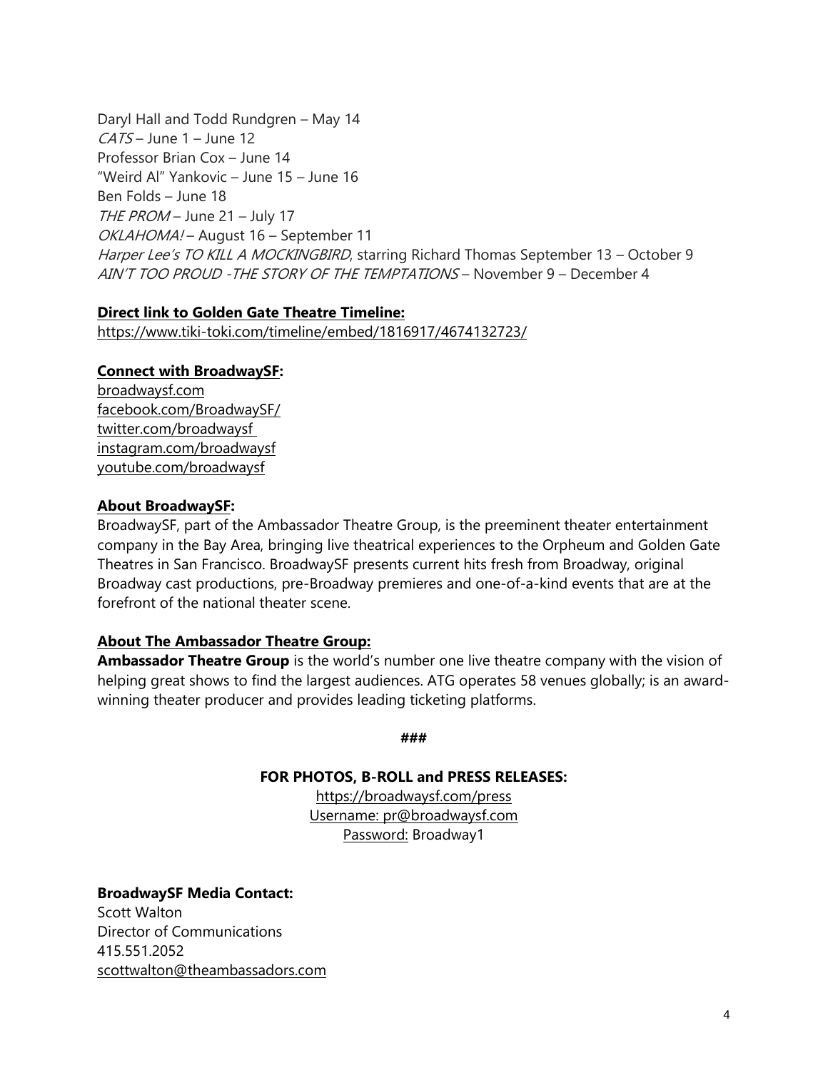Daryl Hall and Todd Rundgren – May 14
*CATS* – June 1 – June 12
Professor Brian Cox – June 14
"Weird Al" Yankovic – June 15 – June 16
Ben Folds – June 18
*THE PROM* – June 21 – July 17
*OKLAHOMA!* – August 16 – September 11
*Harper Lee's TO KILL A MOCKINGBIRD*, starring Richard Thomas September 13 – October 9
*AIN'T TOO PROUD -THE STORY OF THE TEMPTATIONS* – November 9 – December 4

**Direct link to Golden Gate Theatre Timeline:**
https://www.tiki-toki.com/timeline/embed/1816917/4674132723/

**Connect with BroadwaySF:**
broadwaysf.com
facebook.com/BroadwaySF/
twitter.com/broadwaysf
instagram.com/broadwaysf
youtube.com/broadwaysf

**About BroadwaySF:**
BroadwaySF, part of the Ambassador Theatre Group, is the preeminent theater entertainment company in the Bay Area, bringing live theatrical experiences to the Orpheum and Golden Gate Theatres in San Francisco. BroadwaySF presents current hits fresh from Broadway, original Broadway cast productions, pre-Broadway premieres and one-of-a-kind events that are at the forefront of the national theater scene.

**About The Ambassador Theatre Group:**
**Ambassador Theatre Group** is the world's number one live theatre company with the vision of helping great shows to find the largest audiences. ATG operates 58 venues globally; is an award-winning theater producer and provides leading ticketing platforms.

**###**

**FOR PHOTOS, B-ROLL and PRESS RELEASES:**
https://broadwaysf.com/press
Username: pr@broadwaysf.com
Password: Broadway1

**BroadwaySF Media Contact:**
Scott Walton
Director of Communications
415.551.2052
scottwalton@theambassadors.com